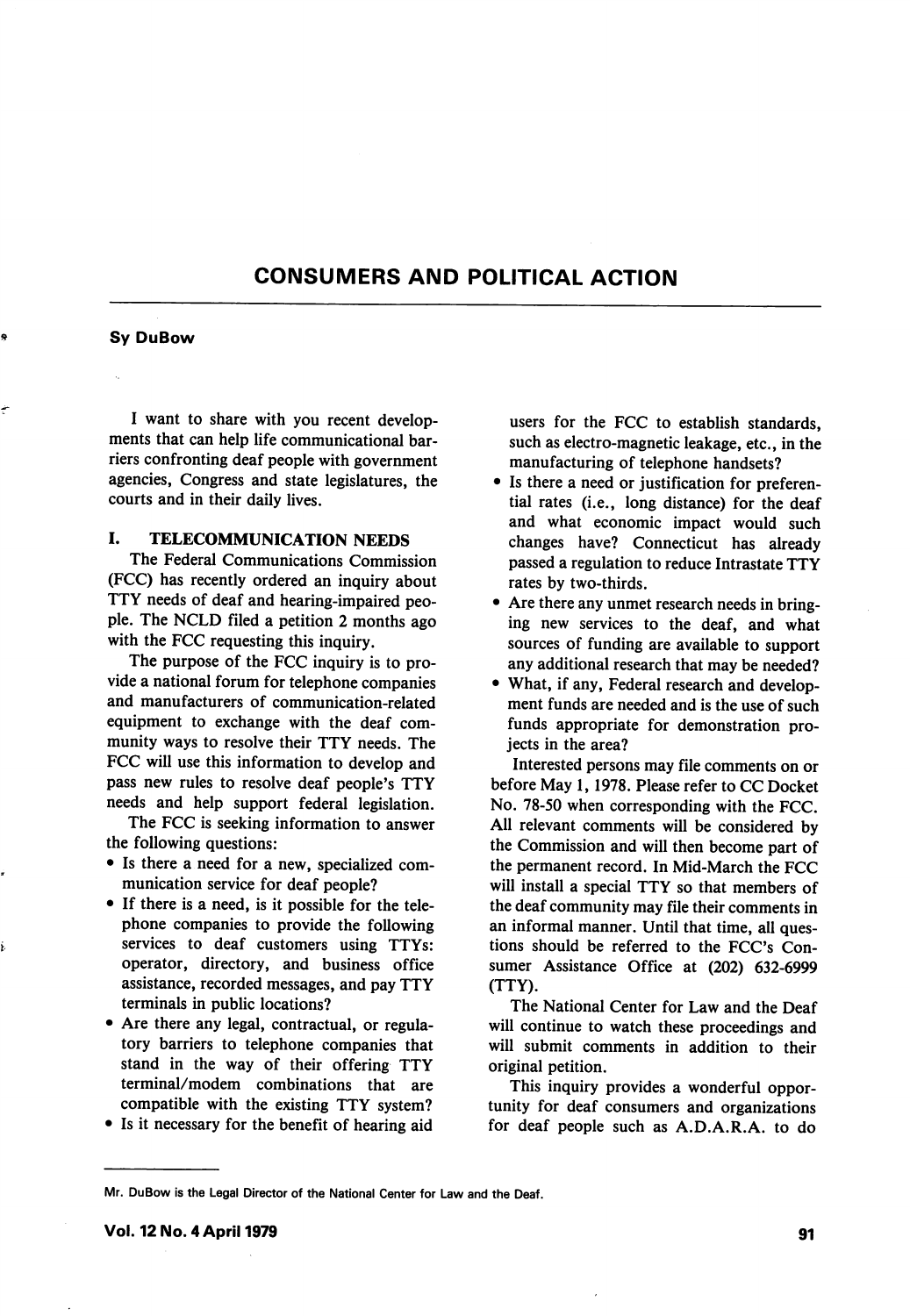# CONSUMERS AND POLITICAL ACTION

**Sy DuBow**

I want to share with you recent developments that can help life communicational barriers confronting deaf people with government agencies, Congress and state legislatures, the courts and in their daily lives.

## I. TELECOMMUNICATION NEEDS

The Federal Communications Commission (FCC) has recently ordered an inquiry about TTY needs of deaf and hearing-impaired people. The NCLD filed a petition 2 months ago with the FCC requesting this inquiry.

The purpose of the FCC inquiry is to provide a national forum for telephone companies and manufacturers of communication-related equipment to exchange with the deaf community ways to resolve their TTY needs. The FCC will use this information to develop and pass new rules to resolve deaf people's TTY needs and help support federal legislation.

The FCC is seeking information to answer the following questions:

- Is there a need for a new, specialized communication service for deaf people?
- If there is a need, is it possible for the telephone companies to provide the following services to deaf customers using TTYs: operator, directory, and business office assistance, recorded messages, and pay TTY terminals in public locations?
- Are there any legal, contractual, or regulatory barriers to telephone companies that stand in the way of their offering TTY terminal/modem combinations that are compatible with the existing TTY system?
- Is it necessary for the benefit of hearing aid users for the FCC to establish standards, such as electro-magnetic leakage, etc., in the manufacturing of telephone handsets?
- Is there a need or justification for preferential rates (i.e., long distance) for the deaf and what economic impact would such changes have? Connecticut has already passed a regulation to reduce Intrastate TTY rates by two-thirds.
- Are there any unmet research needs in bringing new services to the deaf, and what sources of funding are available to support any additional research that may be needed?
- What, if any, Federal research and development funds are needed and is the use of such funds appropriate for demonstration projects in the area?

Interested persons may file comments on or before May 1, 1978. Please refer to CC Docket No. 78-50 when corresponding with the FCC. All relevant comments will be considered by the Commission and will then become part of the permanent record. In Mid-March the FCC will install a special TTY so that members of the deaf community may file their comments in an informal manner. Until that time, all questions should be referred to the FCC's Consumer Assistance Office at (202) 632-6999 (TTY).

The National Center for Law and the Deaf will continue to watch these proceedings and will submit comments in addition to their original petition.

This inquiry provides a wonderful opportunity for deaf consumers and organizations for deaf people such as A.D.A.R.A. to do

---

Mr. DuBow is the Legal Director of the National Center for Law and the Deaf.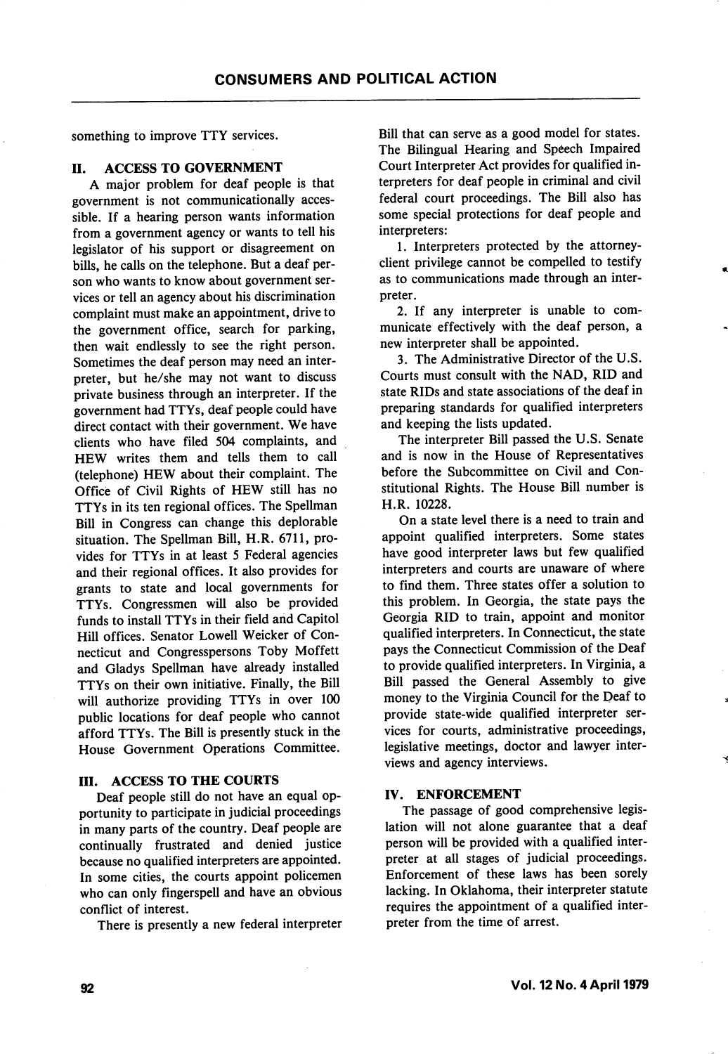something to improve TTY services.

## II. ACCESS TO GOVERNMENT

A major problem for deaf people is that government is not communicationally accessible. If a hearing person wants information from a government agency or wants to tell his legislator of his support or disagreement on bills, he calls on the telephone. But a deaf person who wants to know about government services or tell an agency about his discrimination complaint must make an appointment, drive to the government office, search for parking, then wait endlessly to see the right person. Sometimes the deaf person may need an interpreter, but he/she may not want to discuss private business through an interpreter. If the government had TTYs, deaf people could have direct contact with their government. We have clients who have filed 504 complaints, and HEW writes them and tells them to call (telephone) HEW about their complaint. The Office of Civil Rights of HEW still has no TTYs in its ten regional offices. The Spellman Bill in Congress can change this deplorable situation. The Spellman Bill, H.R. 6711, provides for TTYs in at least 5 Federal agencies and their regional offices. It also provides for grants to state and local governments for TTYs. Congressmen will also be provided funds to install TTYs in their field and Capitol Hill offices. Senator Lowell Weicker of Connecticut and Congresspersons Toby Moffett and Gladys Spellman have already installed TTYs on their own initiative. Finally, the Bill will authorize providing TTYs in over 100 public locations for deaf people who cannot afford TTYs. The Bill is presently stuck in the House Government Operations Committee.

## III. ACCESS TO THE COURTS

Deaf people still do not have an equal opportunity to participate in judicial proceedings in many parts of the country. Deaf people are continually frustrated and denied justice because no qualified interpreters are appointed. In some cities, the courts appoint policemen who can only fingerspell and have an obvious conflict of interest.

There is presently a new federal interpreter Bill that can serve as a good model for states. The Bilingual Hearing and Speech Impaired Court Interpreter Act provides for qualified interpreters for deaf people in criminal and civil federal court proceedings. The Bill also has some special protections for deaf people and interpreters:

1. Interpreters protected by the attorney-client privilege cannot be compelled to testify as to communications made through an interpreter.
2. If any interpreter is unable to communicate effectively with the deaf person, a new interpreter shall be appointed.
3. The Administrative Director of the U.S. Courts must consult with the NAD, RID and state RIDs and state associations of the deaf in preparing standards for qualified interpreters and keeping the lists updated.

The interpreter Bill passed the U.S. Senate and is now in the House of Representatives before the Subcommittee on Civil and Constitutional Rights. The House Bill number is H.R. 10228.

On a state level there is a need to train and appoint qualified interpreters. Some states have good interpreter laws but few qualified interpreters and courts are unaware of where to find them. Three states offer a solution to this problem. In Georgia, the state pays the Georgia RID to train, appoint and monitor qualified interpreters. In Connecticut, the state pays the Connecticut Commission of the Deaf to provide qualified interpreters. In Virginia, a Bill passed the General Assembly to give money to the Virginia Council for the Deaf to provide state-wide qualified interpreter services for courts, administrative proceedings, legislative meetings, doctor and lawyer interviews and agency interviews.

## IV. ENFORCEMENT

The passage of good comprehensive legislation will not alone guarantee that a deaf person will be provided with a qualified interpreter at all stages of judicial proceedings. Enforcement of these laws has been sorely lacking. In Oklahoma, their interpreter statute requires the appointment of a qualified interpreter from the time of arrest.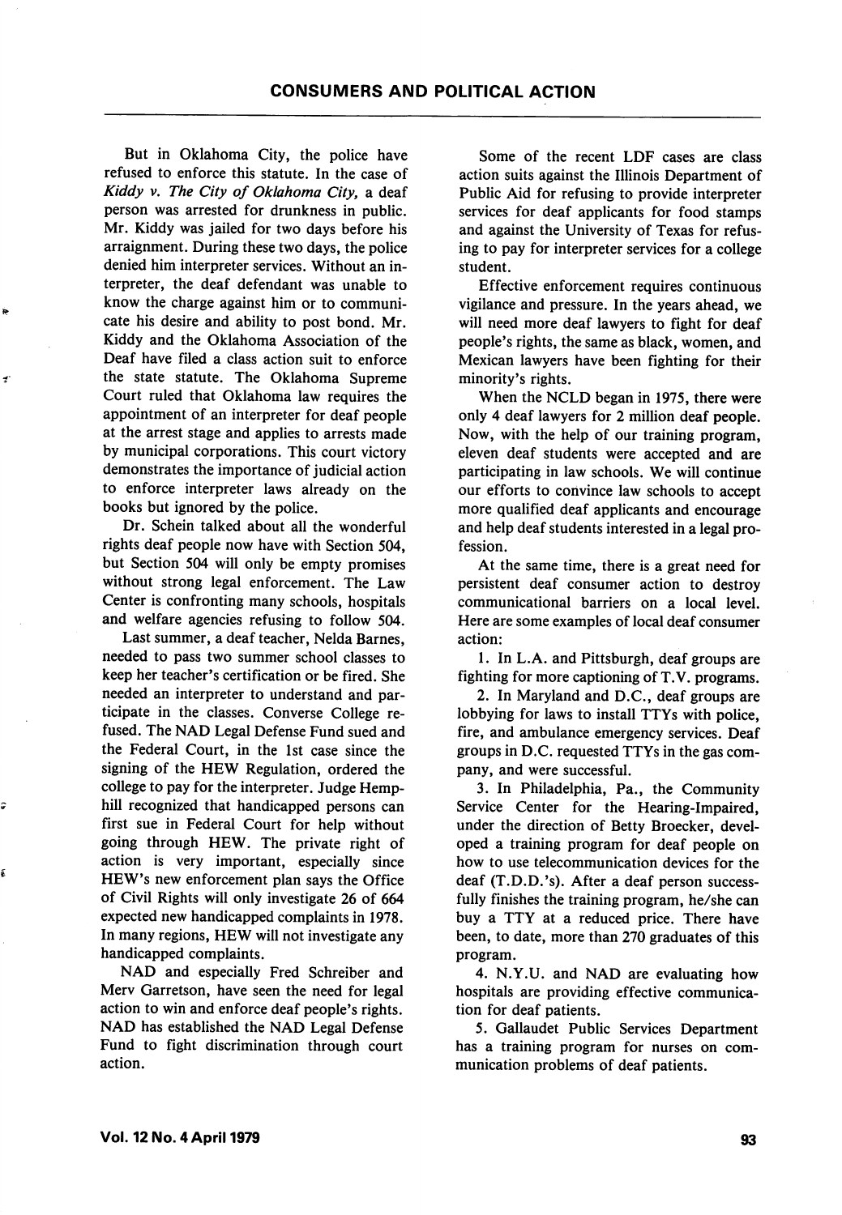But in Oklahoma City, the police have refused to enforce this statute. In the case of *Kiddy v. The City of Oklahoma City,* a deaf person was arrested for drunkness in public. Mr. Kiddy was jailed for two days before his arraignment. During these two days, the police denied him interpreter services. Without an interpreter, the deaf defendant was unable to know the charge against him or to communicate his desire and ability to post bond. Mr. Kiddy and the Oklahoma Association of the Deaf have filed a class action suit to enforce the state statute. The Oklahoma Supreme Court ruled that Oklahoma law requires the appointment of an interpreter for deaf people at the arrest stage and applies to arrests made by municipal corporations. This court victory demonstrates the importance of judicial action to enforce interpreter laws already on the books but ignored by the police.

Dr. Schein talked about all the wonderful rights deaf people now have with Section 504, but Section 504 will only be empty promises without strong legal enforcement. The Law Center is confronting many schools, hospitals and welfare agencies refusing to follow 504.

Last summer, a deaf teacher, Nelda Barnes, needed to pass two summer school classes to keep her teacher's certification or be fired. She needed an interpreter to understand and participate in the classes. Converse College refused. The NAD Legal Defense Fund sued and the Federal Court, in the 1st case since the signing of the HEW Regulation, ordered the college to pay for the interpreter. Judge Hemphill recognized that handicapped persons can first sue in Federal Court for help without going through HEW. The private right of action is very important, especially since HEW's new enforcement plan says the Office of Civil Rights will only investigate 26 of 664 expected new handicapped complaints in 1978. In many regions, HEW will not investigate any handicapped complaints.

NAD and especially Fred Schreiber and Merv Garretson, have seen the need for legal action to win and enforce deaf people's rights. NAD has established the NAD Legal Defense Fund to fight discrimination through court action.

Some of the recent LDF cases are class action suits against the Illinois Department of Public Aid for refusing to provide interpreter services for deaf applicants for food stamps and against the University of Texas for refusing to pay for interpreter services for a college student.

Effective enforcement requires continuous vigilance and pressure. In the years ahead, we will need more deaf lawyers to fight for deaf people's rights, the same as black, women, and Mexican lawyers have been fighting for their minority's rights.

When the NCLD began in 1975, there were only 4 deaf lawyers for 2 million deaf people. Now, with the help of our training program, eleven deaf students were accepted and are participating in law schools. We will continue our efforts to convince law schools to accept more qualified deaf applicants and encourage and help deaf students interested in a legal profession.

At the same time, there is a great need for persistent deaf consumer action to destroy communicational barriers on a local level. Here are some examples of local deaf consumer action:

1. In L.A. and Pittsburgh, deaf groups are fighting for more captioning of T.V. programs.
2. In Maryland and D.C., deaf groups are lobbying for laws to install TTYs with police, fire, and ambulance emergency services. Deaf groups in D.C. requested TTYs in the gas company, and were successful.
3. In Philadelphia, Pa., the Community Service Center for the Hearing-Impaired, under the direction of Betty Broecker, developed a training program for deaf people on how to use telecommunication devices for the deaf (T.D.D.'s). After a deaf person successfully finishes the training program, he/she can buy a TTY at a reduced price. There have been, to date, more than 270 graduates of this program.
4. N.Y.U. and NAD are evaluating how hospitals are providing effective communication for deaf patients.
5. Gallaudet Public Services Department has a training program for nurses on communication problems of deaf patients.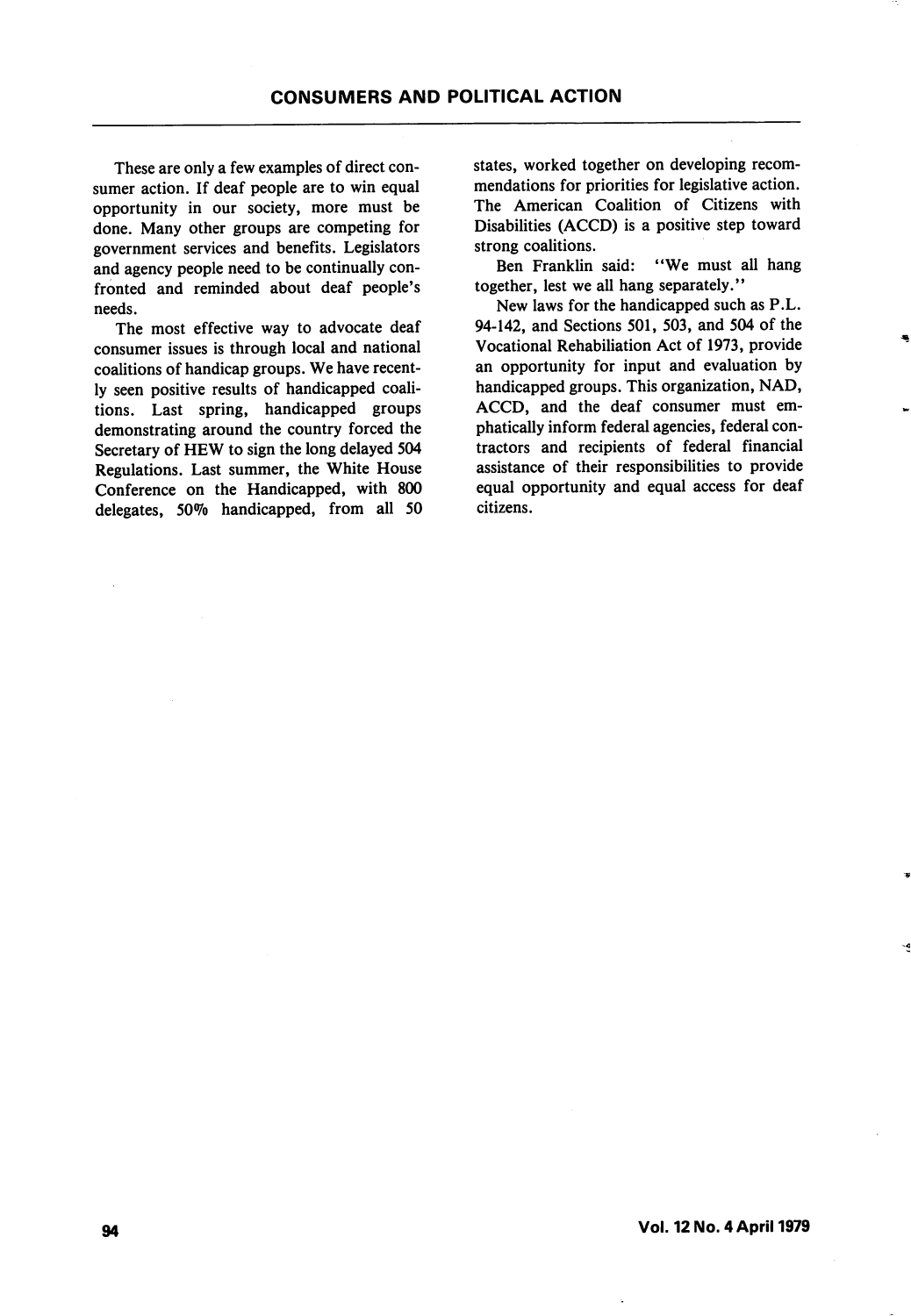These are only a few examples of direct consumer action. If deaf people are to win equal opportunity in our society, more must be done. Many other groups are competing for government services and benefits. Legislators and agency people need to be continually confronted and reminded about deaf people's needs.

The most effective way to advocate deaf consumer issues is through local and national coalitions of handicap groups. We have recently seen positive results of handicapped coalitions. Last spring, handicapped groups demonstrating around the country forced the Secretary of HEW to sign the long delayed 504 Regulations. Last summer, the White House Conference on the Handicapped, with 800 delegates, 50% handicapped, from all 50 states, worked together on developing recommendations for priorities for legislative action. The American Coalition of Citizens with Disabilities (ACCD) is a positive step toward strong coalitions.

Ben Franklin said: "We must all hang together, lest we all hang separately."

New laws for the handicapped such as P.L. 94-142, and Sections 501, 503, and 504 of the Vocational Rehabiliation Act of 1973, provide an opportunity for input and evaluation by handicapped groups. This organization, NAD, ACCD, and the deaf consumer must emphatically inform federal agencies, federal contractors and recipients of federal financial assistance of their responsibilities to provide equal opportunity and equal access for deaf citizens.